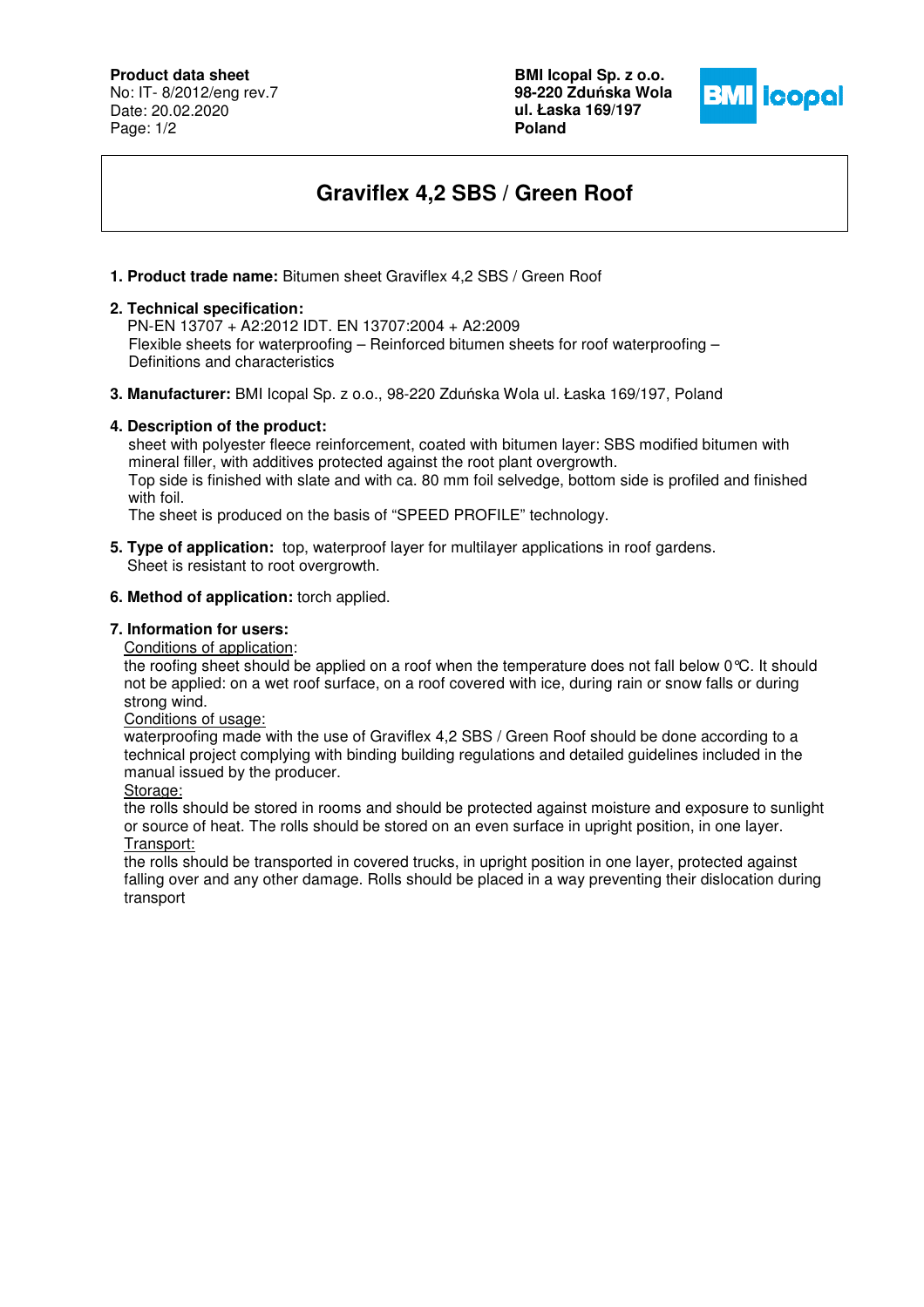**Product data sheet**
No: IT- 8/2012/eng rev.7
Date: 20.02.2020

**BMI Icopal Sp. z o.o.**
**98-220 Zduńska Wola**
**ul. Łaska 169/197**
**Poland**

# Graviflex 4,2 SBS / Green Roof

1. **Product trade name:** Bitumen sheet Graviflex 4,2 SBS / Green Roof

2. **Technical specification:**
   PN-EN 13707 + A2:2012 IDT. EN 13707:2004 + A2:2009
   Flexible sheets for waterproofing – Reinforced bitumen sheets for roof waterproofing – Definitions and characteristics

3. **Manufacturer:** BMI Icopal Sp. z o.o., 98-220 Zduńska Wola ul. Łaska 169/197, Poland

4. **Description of the product:**
   sheet with polyester fleece reinforcement, coated with bitumen layer: SBS modified bitumen with mineral filler, with additives protected against the root plant overgrowth.
   Top side is finished with slate and with ca. 80 mm foil selvedge, bottom side is profiled and finished with foil.
   The sheet is produced on the basis of "SPEED PROFILE" technology.

5. **Type of application:** top, waterproof layer for multilayer applications in roof gardens.
   Sheet is resistant to root overgrowth.

6. **Method of application:** torch applied.

7. **Information for users:**
   Conditions of application:
   the roofing sheet should be applied on a roof when the temperature does not fall below 0℃. It should not be applied: on a wet roof surface, on a roof covered with ice, during rain or snow falls or during strong wind.
   Conditions of usage:
   waterproofing made with the use of Graviflex 4,2 SBS / Green Roof should be done according to a technical project complying with binding building regulations and detailed guidelines included in the manual issued by the producer.
   Storage:
   the rolls should be stored in rooms and should be protected against moisture and exposure to sunlight or source of heat. The rolls should be stored on an even surface in upright position, in one layer.
   Transport:
   the rolls should be transported in covered trucks, in upright position in one layer, protected against falling over and any other damage. Rolls should be placed in a way preventing their dislocation during transport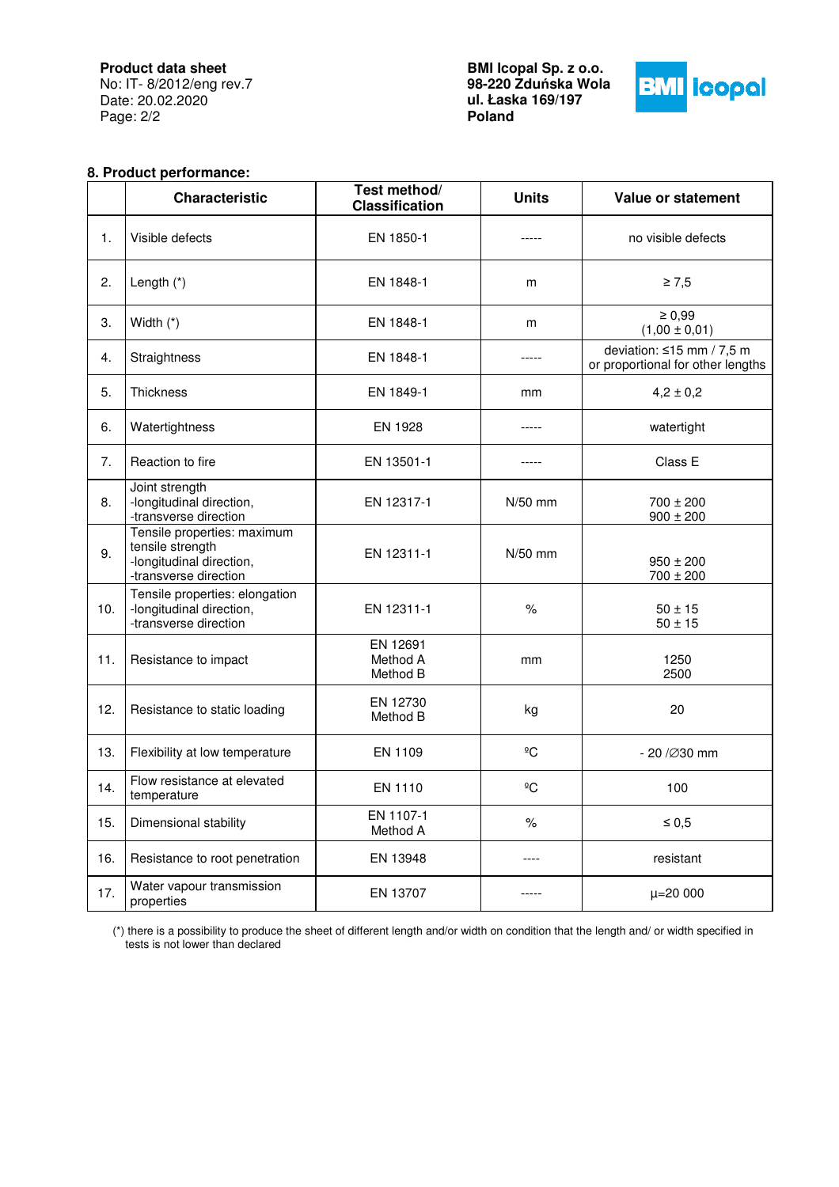**Product data sheet**
No: IT- 8/2012/eng rev.7
Date: 20.02.2020

**BMI Icopal Sp. z o.o.**
**98-220 Zduńska Wola**
**ul. Łaska 169/197**
**Poland**

### 8. Product performance:

| | Characteristic | Test method/ Classification | Units | Value or statement |
|---|---|---|---|---|
| 1. | Visible defects | EN 1850-1 | ----- | no visible defects |
| 2. | Length (*) | EN 1848-1 | m | ≥ 7,5 |
| 3. | Width (*) | EN 1848-1 | m | ≥ 0,99 (1,00 ± 0,01) |
| 4. | Straightness | EN 1848-1 | ----- | deviation: ≤15 mm / 7,5 m or proportional for other lengths |
| 5. | Thickness | EN 1849-1 | mm | 4,2 ± 0,2 |
| 6. | Watertightness | EN 1928 | ----- | watertight |
| 7. | Reaction to fire | EN 13501-1 | ----- | Class E |
| 8. | Joint strength -longitudinal direction, -transverse direction | EN 12317-1 | N/50 mm | 700 ± 200<br>900 ± 200 |
| 9. | Tensile properties: maximum tensile strength -longitudinal direction, -transverse direction | EN 12311-1 | N/50 mm | 950 ± 200<br>700 ± 200 |
| 10. | Tensile properties: elongation -longitudinal direction, -transverse direction | EN 12311-1 | % | 50 ± 15<br>50 ± 15 |
| 11. | Resistance to impact | EN 12691 Method A Method B | mm | 1250<br>2500 |
| 12. | Resistance to static loading | EN 12730 Method B | kg | 20 |
| 13. | Flexibility at low temperature | EN 1109 | ºC | - 20 /∅30 mm |
| 14. | Flow resistance at elevated temperature | EN 1110 | ºC | 100 |
| 15. | Dimensional stability | EN 1107-1 Method A | % | ≤ 0,5 |
| 16. | Resistance to root penetration | EN 13948 | ---- | resistant |
| 17. | Water vapour transmission properties | EN 13707 | ----- | μ=20 000 |

(*) there is a possibility to produce the sheet of different length and/or width on condition that the length and/ or width specified in tests is not lower than declared